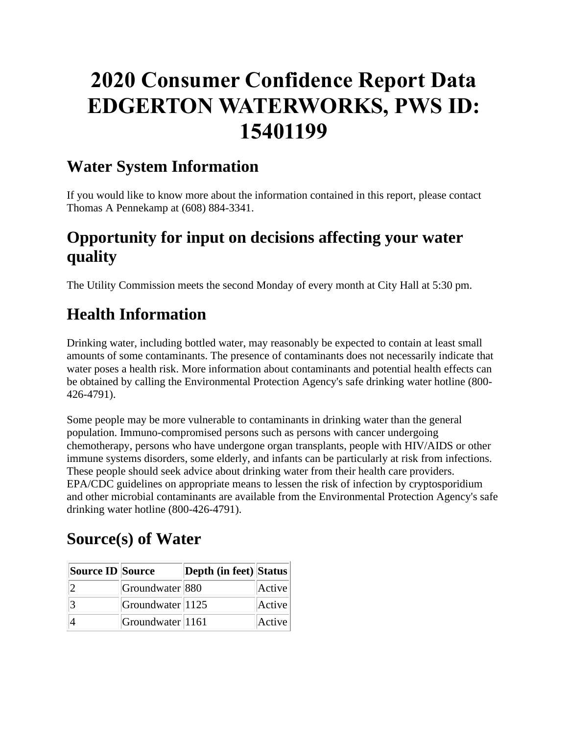# 2020 Consumer Confidence Report Data EDGERTON WATERWORKS, PWS ID: 15401199

## Water System Information

If you would like to know more about the information contained in this report, please contact Thomas A Pennekamp at (608) 884-3341.

## Opportunity for input on decisions affecting your water quality

The Utility Commission meets the second Monday of every month at City Hall at 5:30 pm.

## Health Information

Drinking water, including bottled water, may reasonably be expected to contain at least small amounts of some contaminants. The presence of contaminants does not necessarily indicate that water poses a health risk. More information about contaminants and potential health effects can be obtained by calling the Environmental Protection Agency's safe drinking water hotline (800-426-4791).

Some people may be more vulnerable to contaminants in drinking water than the general population. Immuno-compromised persons such as persons with cancer undergoing chemotherapy, persons who have undergone organ transplants, people with HIV/AIDS or other immune systems disorders, some elderly, and infants can be particularly at risk from infections. These people should seek advice about drinking water from their health care providers. EPA/CDC guidelines on appropriate means to lessen the risk of infection by cryptosporidium and other microbial contaminants are available from the Environmental Protection Agency's safe drinking water hotline (800-426-4791).

## Source(s) of Water

| Source ID | Source | Depth (in feet) | Status |
|---|---|---|---|
| 2 | Groundwater | 880 | Active |
| 3 | Groundwater | 1125 | Active |
| 4 | Groundwater | 1161 | Active |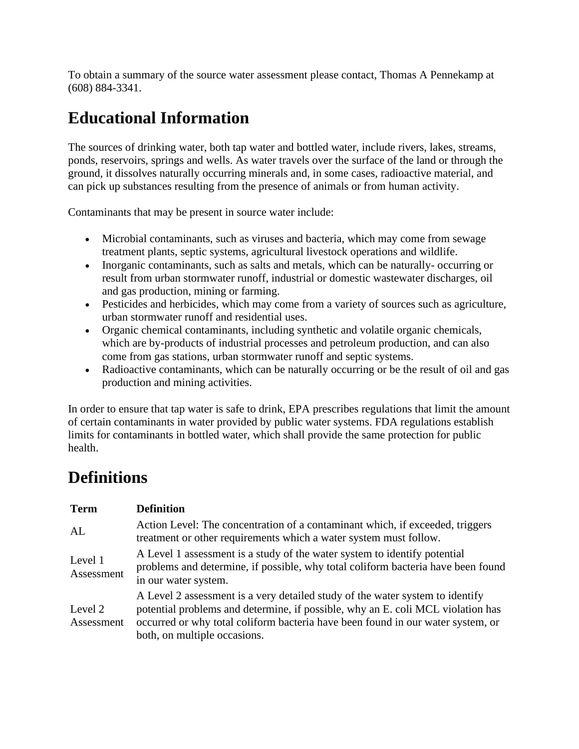To obtain a summary of the source water assessment please contact, Thomas A Pennekamp at (608) 884-3341.

# Educational Information

The sources of drinking water, both tap water and bottled water, include rivers, lakes, streams, ponds, reservoirs, springs and wells. As water travels over the surface of the land or through the ground, it dissolves naturally occurring minerals and, in some cases, radioactive material, and can pick up substances resulting from the presence of animals or from human activity.

Contaminants that may be present in source water include:

- Microbial contaminants, such as viruses and bacteria, which may come from sewage treatment plants, septic systems, agricultural livestock operations and wildlife.
- Inorganic contaminants, such as salts and metals, which can be naturally- occurring or result from urban stormwater runoff, industrial or domestic wastewater discharges, oil and gas production, mining or farming.
- Pesticides and herbicides, which may come from a variety of sources such as agriculture, urban stormwater runoff and residential uses.
- Organic chemical contaminants, including synthetic and volatile organic chemicals, which are by-products of industrial processes and petroleum production, and can also come from gas stations, urban stormwater runoff and septic systems.
- Radioactive contaminants, which can be naturally occurring or be the result of oil and gas production and mining activities.

In order to ensure that tap water is safe to drink, EPA prescribes regulations that limit the amount of certain contaminants in water provided by public water systems. FDA regulations establish limits for contaminants in bottled water, which shall provide the same protection for public health.

# Definitions

| Term | Definition |
|---|---|
| AL | Action Level: The concentration of a contaminant which, if exceeded, triggers treatment or other requirements which a water system must follow. |
| Level 1 Assessment | A Level 1 assessment is a study of the water system to identify potential problems and determine, if possible, why total coliform bacteria have been found in our water system. |
| Level 2 Assessment | A Level 2 assessment is a very detailed study of the water system to identify potential problems and determine, if possible, why an E. coli MCL violation has occurred or why total coliform bacteria have been found in our water system, or both, on multiple occasions. |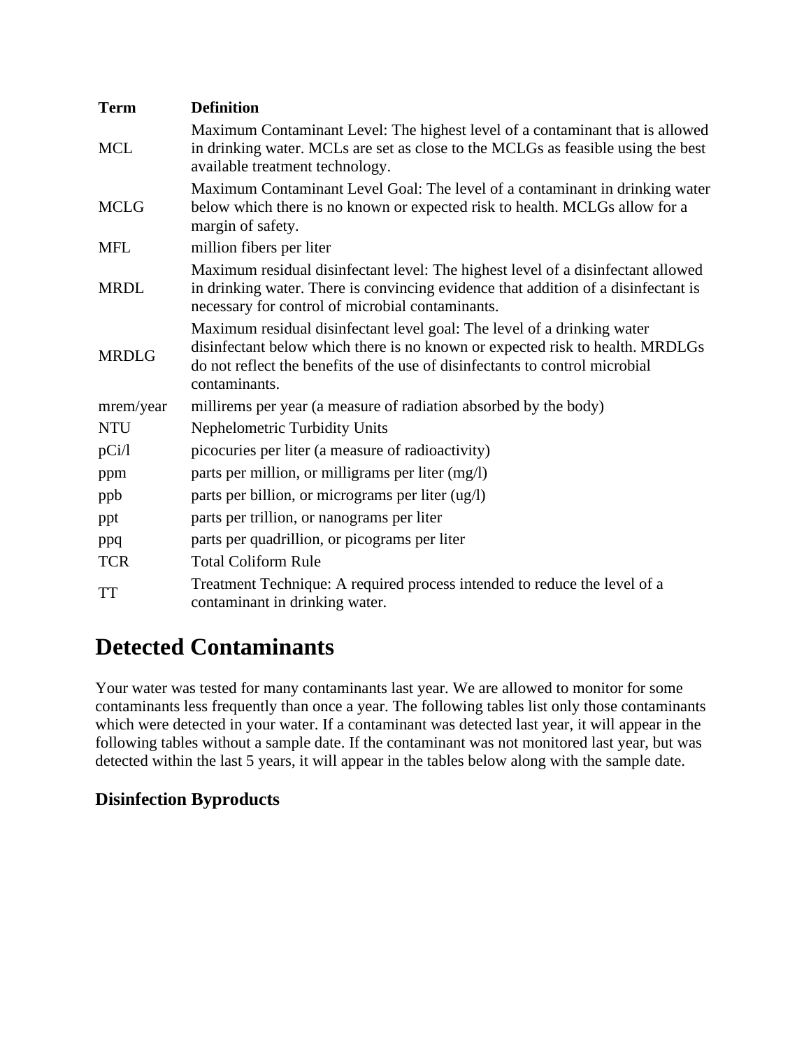| Term | Definition |
| --- | --- |
| MCL | Maximum Contaminant Level: The highest level of a contaminant that is allowed in drinking water. MCLs are set as close to the MCLGs as feasible using the best available treatment technology. |
| MCLG | Maximum Contaminant Level Goal: The level of a contaminant in drinking water below which there is no known or expected risk to health. MCLGs allow for a margin of safety. |
| MFL | million fibers per liter |
| MRDL | Maximum residual disinfectant level: The highest level of a disinfectant allowed in drinking water. There is convincing evidence that addition of a disinfectant is necessary for control of microbial contaminants. |
| MRDLG | Maximum residual disinfectant level goal: The level of a drinking water disinfectant below which there is no known or expected risk to health. MRDLGs do not reflect the benefits of the use of disinfectants to control microbial contaminants. |
| mrem/year | millirems per year (a measure of radiation absorbed by the body) |
| NTU | Nephelometric Turbidity Units |
| pCi/l | picocuries per liter (a measure of radioactivity) |
| ppm | parts per million, or milligrams per liter (mg/l) |
| ppb | parts per billion, or micrograms per liter (ug/l) |
| ppt | parts per trillion, or nanograms per liter |
| ppq | parts per quadrillion, or picograms per liter |
| TCR | Total Coliform Rule |
| TT | Treatment Technique: A required process intended to reduce the level of a contaminant in drinking water. |

# Detected Contaminants

Your water was tested for many contaminants last year. We are allowed to monitor for some contaminants less frequently than once a year. The following tables list only those contaminants which were detected in your water. If a contaminant was detected last year, it will appear in the following tables without a sample date. If the contaminant was not monitored last year, but was detected within the last 5 years, it will appear in the tables below along with the sample date.

## Disinfection Byproducts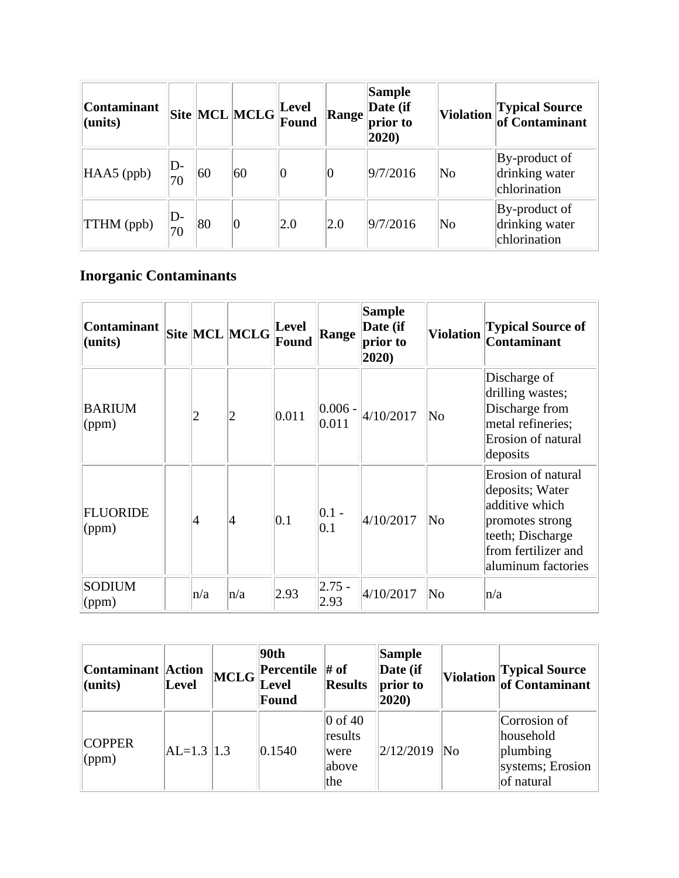| Contaminant (units) | Site | MCL | MCLG | Level Found | Range | Sample Date (if prior to 2020) | Violation | Typical Source of Contaminant |
|---|---|---|---|---|---|---|---|---|
| HAA5 (ppb) | D-70 | 60 | 60 | 0 | 0 | 9/7/2016 | No | By-product of drinking water chlorination |
| TTHM (ppb) | D-70 | 80 | 0 | 2.0 | 2.0 | 9/7/2016 | No | By-product of drinking water chlorination |

### Inorganic Contaminants

| Contaminant (units) | Site | MCL | MCLG | Level Found | Range | Sample Date (if prior to 2020) | Violation | Typical Source of Contaminant |
|---|---|---|---|---|---|---|---|---|
| BARIUM (ppm) | | 2 | 2 | 0.011 | 0.006 - 0.011 | 4/10/2017 | No | Discharge of drilling wastes; Discharge from metal refineries; Erosion of natural deposits |
| FLUORIDE (ppm) | | 4 | 4 | 0.1 | 0.1 - 0.1 | 4/10/2017 | No | Erosion of natural deposits; Water additive which promotes strong teeth; Discharge from fertilizer and aluminum factories |
| SODIUM (ppm) | | n/a | n/a | 2.93 | 2.75 - 2.93 | 4/10/2017 | No | n/a |

| Contaminant (units) | Action Level | MCLG | 90th Percentile Level Found | # of Results | Sample Date (if prior to 2020) | Violation | Typical Source of Contaminant |
|---|---|---|---|---|---|---|---|
| COPPER (ppm) | AL=1.3 | 1.3 | 0.1540 | 0 of 40 results were above the | 2/12/2019 | No | Corrosion of household plumbing systems; Erosion of natural |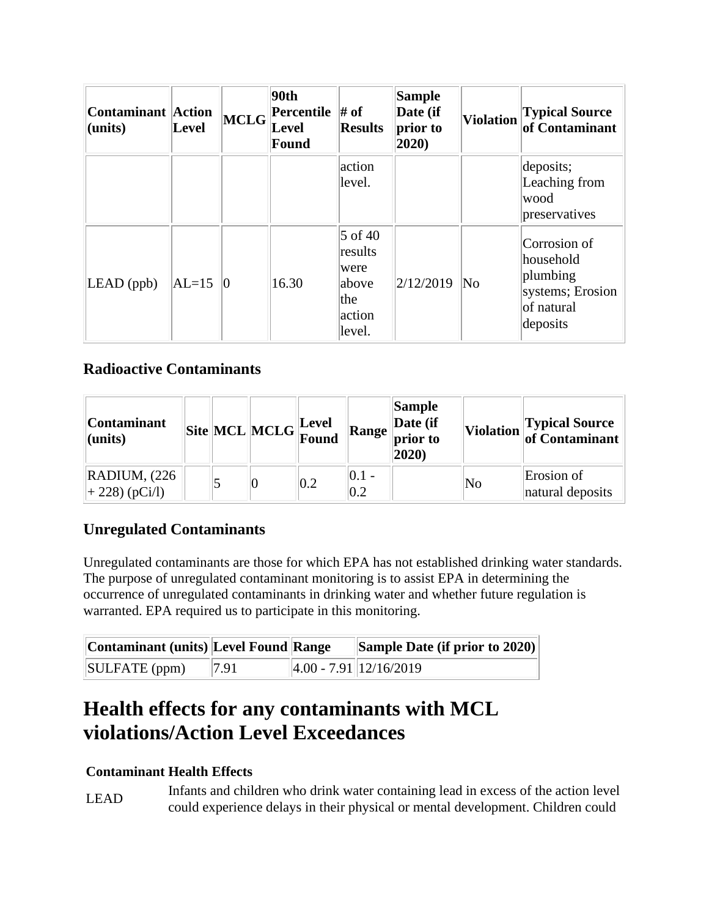| Contaminant (units) | Action Level | MCLG | 90th Percentile Level Found | # of Results | Sample Date (if prior to 2020) | Violation | Typical Source of Contaminant |
|---|---|---|---|---|---|---|---|
| | | | | action level. | | | deposits; Leaching from wood preservatives |
| LEAD (ppb) | AL=15 | 0 | 16.30 | 5 of 40 results were above the action level. | 2/12/2019 | No | Corrosion of household plumbing systems; Erosion of natural deposits |

### Radioactive Contaminants

| Contaminant (units) | Site | MCL | MCLG | Level Found | Range | Sample Date (if prior to 2020) | Violation | Typical Source of Contaminant |
|---|---|---|---|---|---|---|---|---|
| RADIUM, (226 + 228) (pCi/l) | | 5 | 0 | 0.2 | 0.1 - 0.2 | | No | Erosion of natural deposits |

### Unregulated Contaminants

Unregulated contaminants are those for which EPA has not established drinking water standards. The purpose of unregulated contaminant monitoring is to assist EPA in determining the occurrence of unregulated contaminants in drinking water and whether future regulation is warranted. EPA required us to participate in this monitoring.

| Contaminant (units) | Level Found | Range | Sample Date (if prior to 2020) |
|---|---|---|---|
| SULFATE (ppm) | 7.91 | 4.00 - 7.91 | 12/16/2019 |

## Health effects for any contaminants with MCL violations/Action Level Exceedances

| Contaminant | Health Effects |
|---|---|
| LEAD | Infants and children who drink water containing lead in excess of the action level could experience delays in their physical or mental development. Children could |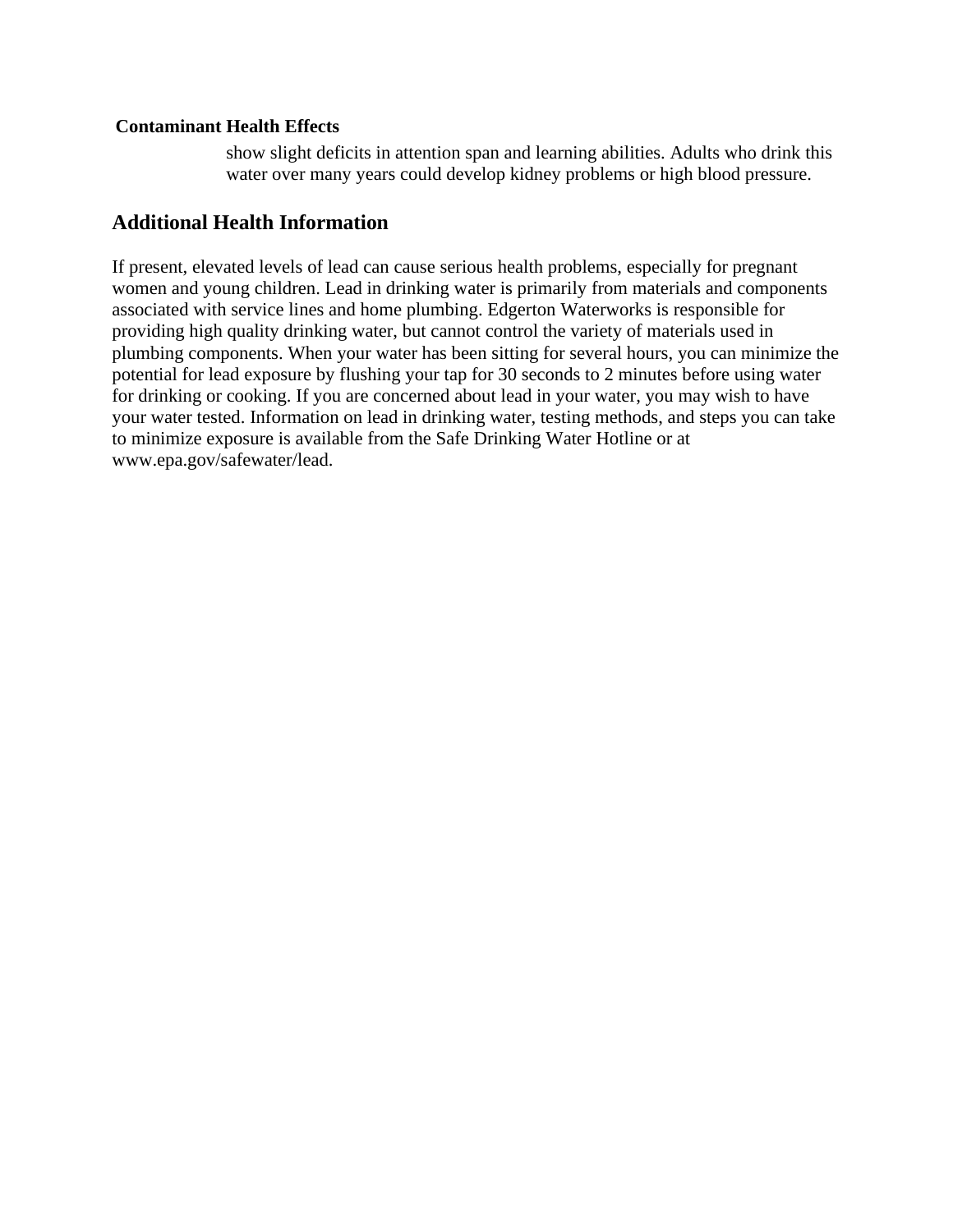**Contaminant Health Effects**

show slight deficits in attention span and learning abilities. Adults who drink this water over many years could develop kidney problems or high blood pressure.

## Additional Health Information

If present, elevated levels of lead can cause serious health problems, especially for pregnant women and young children. Lead in drinking water is primarily from materials and components associated with service lines and home plumbing. Edgerton Waterworks is responsible for providing high quality drinking water, but cannot control the variety of materials used in plumbing components. When your water has been sitting for several hours, you can minimize the potential for lead exposure by flushing your tap for 30 seconds to 2 minutes before using water for drinking or cooking. If you are concerned about lead in your water, you may wish to have your water tested. Information on lead in drinking water, testing methods, and steps you can take to minimize exposure is available from the Safe Drinking Water Hotline or at www.epa.gov/safewater/lead.